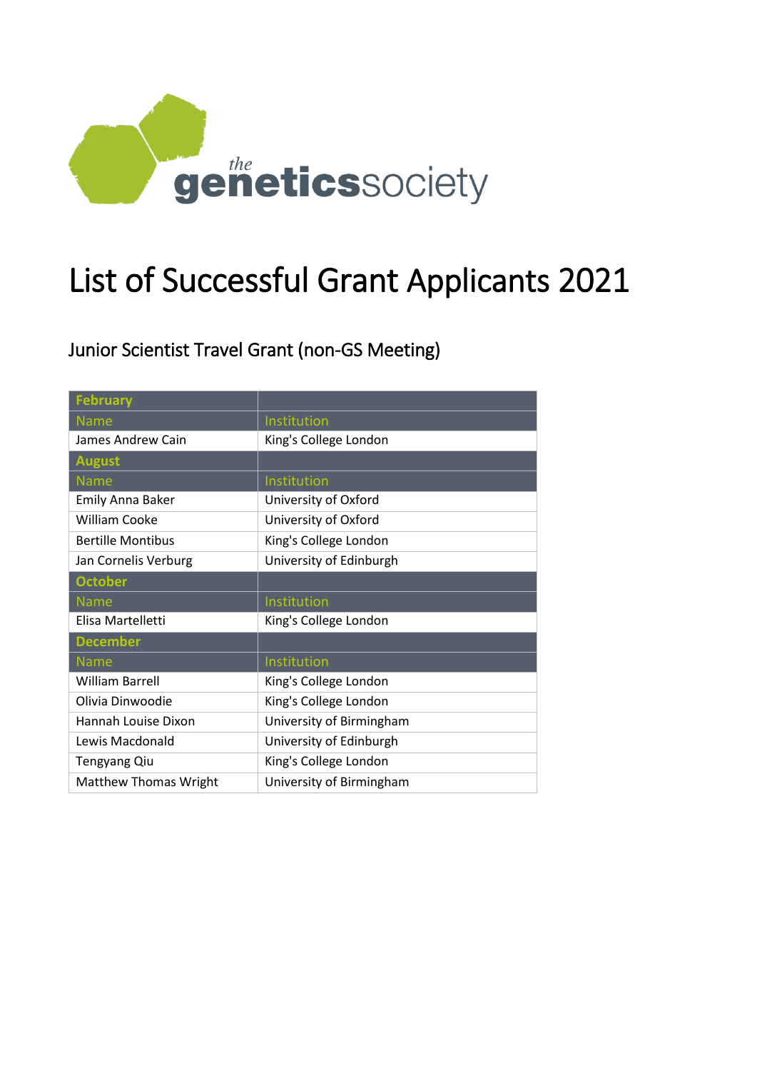the geneticssociety

# List of Successful Grant Applicants 2021

## Junior Scientist Travel Grant (non-GS Meeting)

| **February** | |
|---|---|
| Name | Institution |
| James Andrew Cain | King's College London |
| **August** | |
| Name | Institution |
| Emily Anna Baker | University of Oxford |
| William Cooke | University of Oxford |
| Bertille Montibus | King's College London |
| Jan Cornelis Verburg | University of Edinburgh |
| **October** | |
| Name | Institution |
| Elisa Martelletti | King's College London |
| **December** | |
| Name | Institution |
| William Barrell | King's College London |
| Olivia Dinwoodie | King's College London |
| Hannah Louise Dixon | University of Birmingham |
| Lewis Macdonald | University of Edinburgh |
| Tengyang Qiu | King's College London |
| Matthew Thomas Wright | University of Birmingham |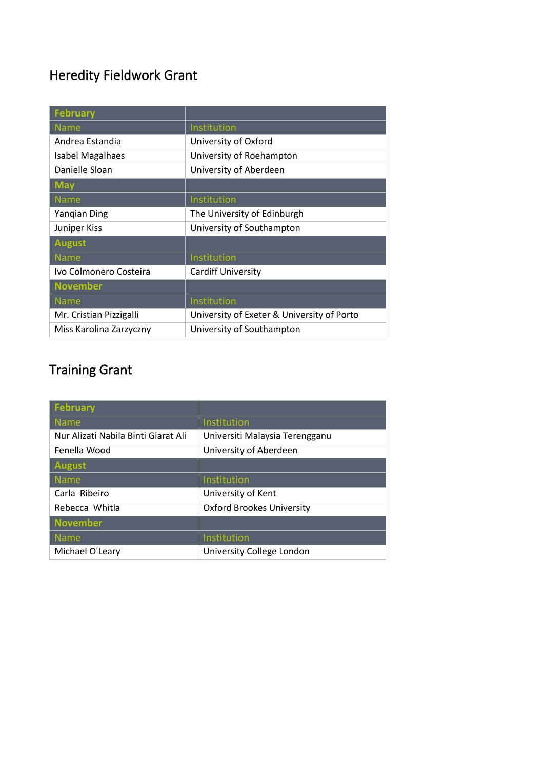## Heredity Fieldwork Grant

| February | |
|---|---|
| Name | Institution |
| Andrea Estandia | University of Oxford |
| Isabel Magalhaes | University of Roehampton |
| Danielle Sloan | University of Aberdeen |
| **May** | |
| Name | Institution |
| Yanqian Ding | The University of Edinburgh |
| Juniper Kiss | University of Southampton |
| **August** | |
| Name | Institution |
| Ivo Colmonero Costeira | Cardiff University |
| **November** | |
| Name | Institution |
| Mr. Cristian Pizzigalli | University of Exeter & University of Porto |
| Miss Karolina Zarzyczny | University of Southampton |

## Training Grant

| February | |
|---|---|
| Name | Institution |
| Nur Alizati Nabila Binti Giarat Ali | Universiti Malaysia Terengganu |
| Fenella Wood | University of Aberdeen |
| **August** | |
| Name | Institution |
| Carla Ribeiro | University of Kent |
| Rebecca Whitla | Oxford Brookes University |
| **November** | |
| Name | Institution |
| Michael O'Leary | University College London |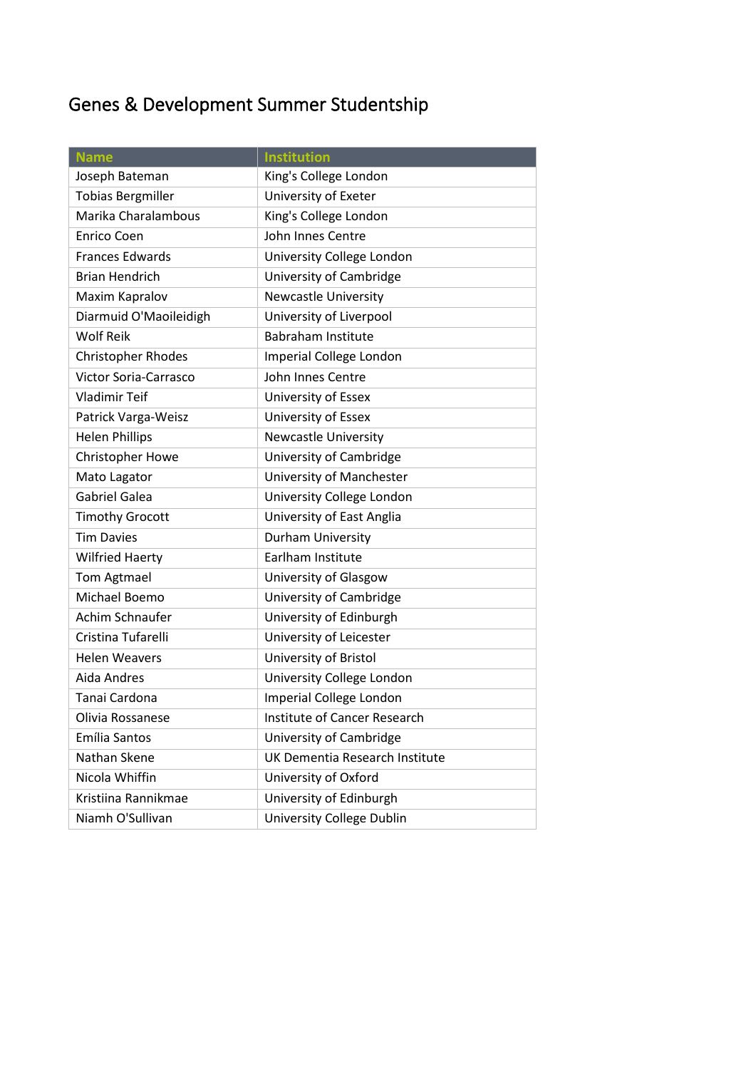# Genes & Development Summer Studentship

| Name | Institution |
|---|---|
| Joseph Bateman | King's College London |
| Tobias Bergmiller | University of Exeter |
| Marika Charalambous | King's College London |
| Enrico Coen | John Innes Centre |
| Frances Edwards | University College London |
| Brian Hendrich | University of Cambridge |
| Maxim Kapralov | Newcastle University |
| Diarmuid O'Maoileidigh | University of Liverpool |
| Wolf Reik | Babraham Institute |
| Christopher Rhodes | Imperial College London |
| Victor Soria-Carrasco | John Innes Centre |
| Vladimir Teif | University of Essex |
| Patrick Varga-Weisz | University of Essex |
| Helen Phillips | Newcastle University |
| Christopher Howe | University of Cambridge |
| Mato Lagator | University of Manchester |
| Gabriel Galea | University College London |
| Timothy Grocott | University of East Anglia |
| Tim Davies | Durham University |
| Wilfried Haerty | Earlham Institute |
| Tom Agtmael | University of Glasgow |
| Michael Boemo | University of Cambridge |
| Achim Schnaufer | University of Edinburgh |
| Cristina Tufarelli | University of Leicester |
| Helen Weavers | University of Bristol |
| Aida Andres | University College London |
| Tanai Cardona | Imperial College London |
| Olivia Rossanese | Institute of Cancer Research |
| Emília Santos | University of Cambridge |
| Nathan Skene | UK Dementia Research Institute |
| Nicola Whiffin | University of Oxford |
| Kristiina Rannikmae | University of Edinburgh |
| Niamh O'Sullivan | University College Dublin |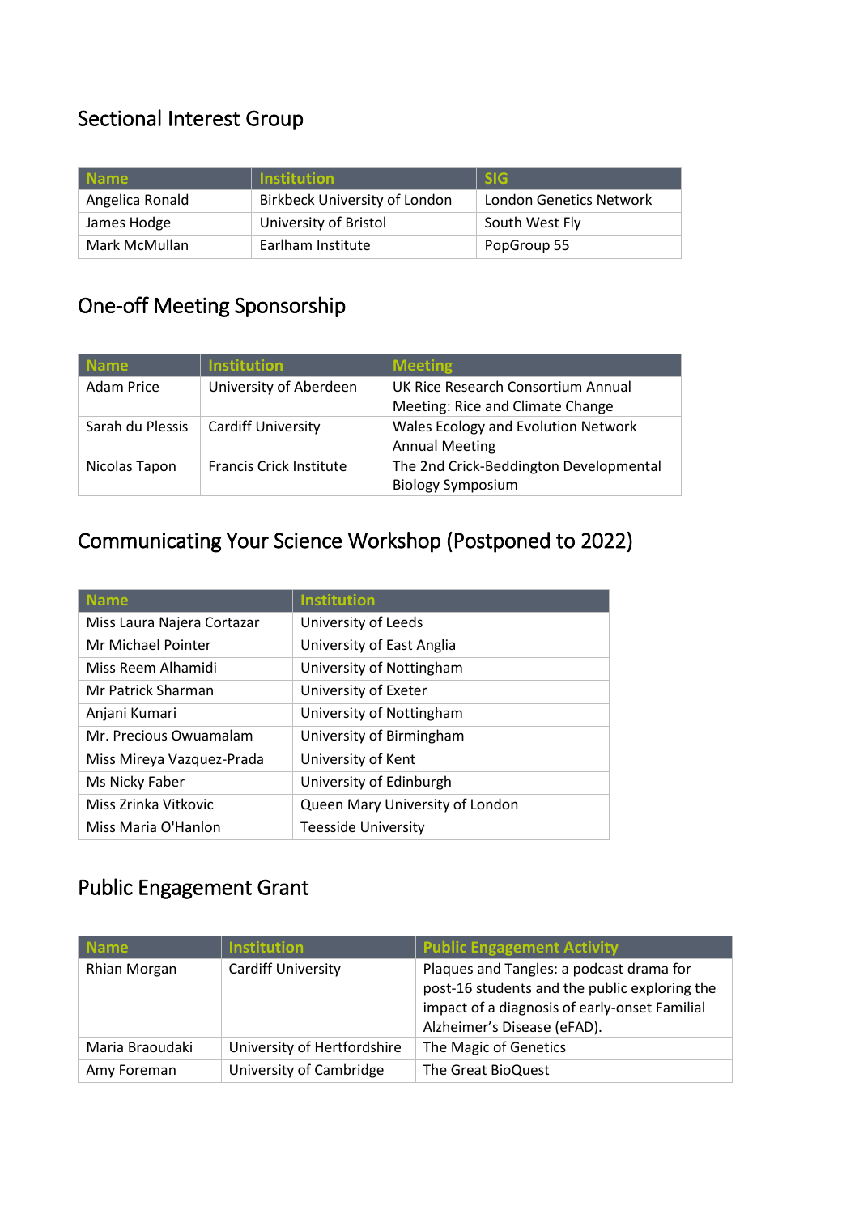## Sectional Interest Group

| Name | Institution | SIG |
|---|---|---|
| Angelica Ronald | Birkbeck University of London | London Genetics Network |
| James Hodge | University of Bristol | South West Fly |
| Mark McMullan | Earlham Institute | PopGroup 55 |

## One-off Meeting Sponsorship

| Name | Institution | Meeting |
|---|---|---|
| Adam Price | University of Aberdeen | UK Rice Research Consortium Annual Meeting: Rice and Climate Change |
| Sarah du Plessis | Cardiff University | Wales Ecology and Evolution Network Annual Meeting |
| Nicolas Tapon | Francis Crick Institute | The 2nd Crick-Beddington Developmental Biology Symposium |

## Communicating Your Science Workshop (Postponed to 2022)

| Name | Institution |
|---|---|
| Miss Laura Najera Cortazar | University of Leeds |
| Mr Michael Pointer | University of East Anglia |
| Miss Reem Alhamidi | University of Nottingham |
| Mr Patrick Sharman | University of Exeter |
| Anjani Kumari | University of Nottingham |
| Mr. Precious Owuamalam | University of Birmingham |
| Miss Mireya Vazquez-Prada | University of Kent |
| Ms Nicky Faber | University of Edinburgh |
| Miss Zrinka Vitkovic | Queen Mary University of London |
| Miss Maria O'Hanlon | Teesside University |

## Public Engagement Grant

| Name | Institution | Public Engagement Activity |
|---|---|---|
| Rhian Morgan | Cardiff University | Plaques and Tangles: a podcast drama for post-16 students and the public exploring the impact of a diagnosis of early-onset Familial Alzheimer's Disease (eFAD). |
| Maria Braoudaki | University of Hertfordshire | The Magic of Genetics |
| Amy Foreman | University of Cambridge | The Great BioQuest |